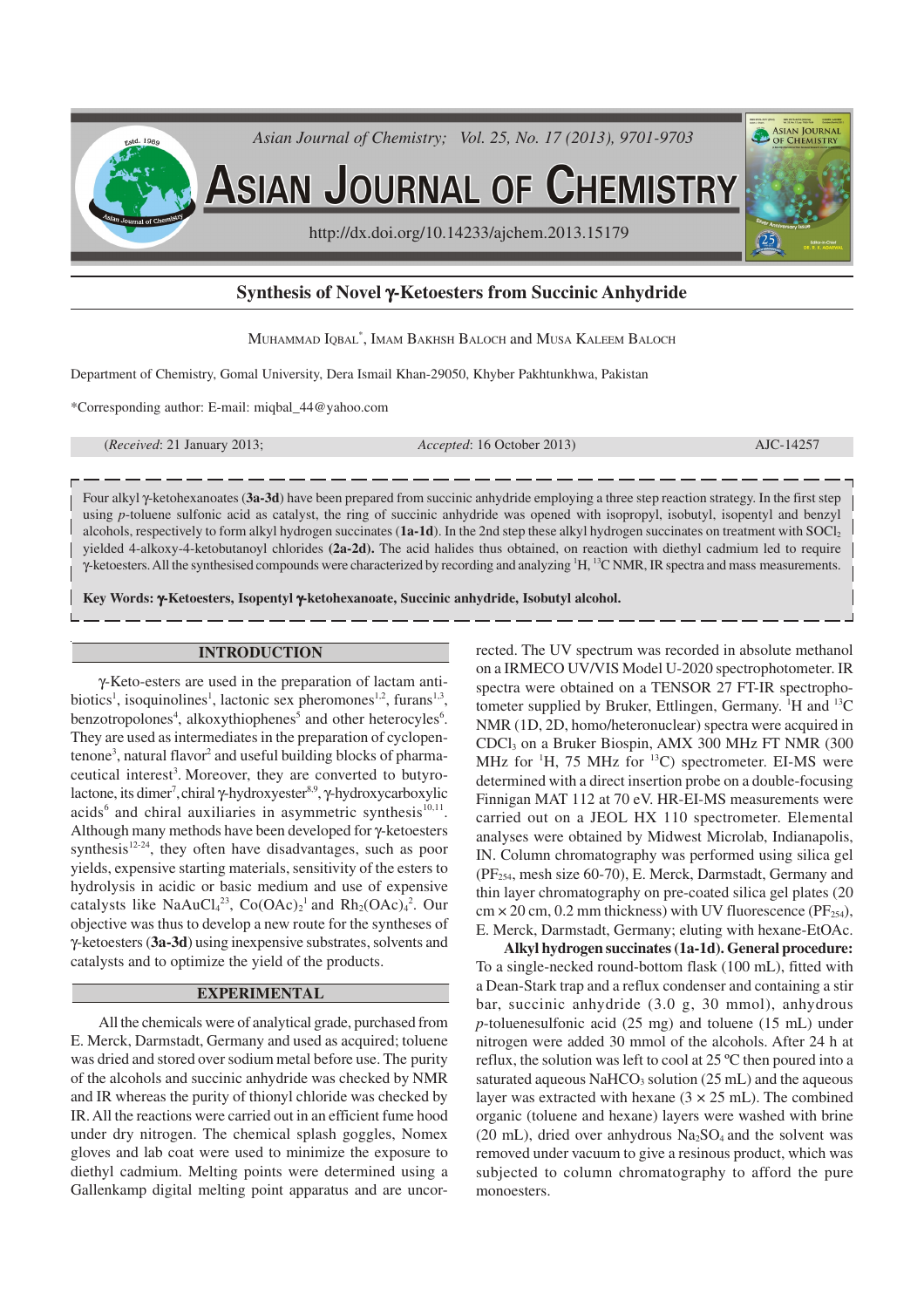# Synthesis of Novel γ-Ketoesters from Succinic Anhydride

Muhammad Iqbal*, Imam Bakhsh Baloch and Musa Kaleem Baloch

Department of Chemistry, Gomal University, Dera Ismail Khan-29050, Khyber Pakhtunkhwa, Pakistan

*Corresponding author: E-mail: miqbal_44@yahoo.com

(*Received*: 21 January 2013; *Accepted*: 16 October 2013) AJC-14257

Four alkyl γ-ketohexanoates (**3a-3d**) have been prepared from succinic anhydride employing a three step reaction strategy. In the first step using *p*-toluene sulfonic acid as catalyst, the ring of succinic anhydride was opened with isopropyl, isobutyl, isopentyl and benzyl alcohols, respectively to form alkyl hydrogen succinates (**1a-1d**). In the 2nd step these alkyl hydrogen succinates on treatment with $SOCl_2$ yielded 4-alkoxy-4-ketobutanoyl chlorides **(2a-2d).** The acid halides thus obtained, on reaction with diethyl cadmium led to require γ-ketoesters. All the synthesised compounds were characterized by recording and analyzing $^1$H, $^{13}$C NMR, IR spectra and mass measurements.

**Key Words: γ-Ketoesters, Isopentyl γ-ketohexanoate, Succinic anhydride, Isobutyl alcohol.**

## INTRODUCTION

γ-Keto-esters are used in the preparation of lactam antibiotics[1], isoquinolines[1], lactonic sex pheromones[1,2], furans[1,3], benzotropolones[4], alkoxythiophenes[5] and other heterocycles[6]. They are used as intermediates in the preparation of cyclopentenone[3], natural flavor[2] and useful building blocks of pharmaceutical interest[3]. Moreover, they are converted to butyrolactone, its dimer[7], chiral γ-hydroxyester[8,9], γ-hydroxycarboxylic acids[6] and chiral auxiliaries in asymmetric synthesis[10,11]. Although many methods have been developed for γ-ketoesters synthesis[12-24], they often have disadvantages, such as poor yields, expensive starting materials, sensitivity of the esters to hydrolysis in acidic or basic medium and use of expensive catalysts like $NaAuCl_4$[23], $Co(OAc)_2$[1] and $Rh_2(OAc)_4$[2]. Our objective was thus to develop a new route for the syntheses of γ-ketoesters (**3a-3d**) using inexpensive substrates, solvents and catalysts and to optimize the yield of the products.

## EXPERIMENTAL

All the chemicals were of analytical grade, purchased from E. Merck, Darmstadt, Germany and used as acquired; toluene was dried and stored over sodium metal before use. The purity of the alcohols and succinic anhydride was checked by NMR and IR whereas the purity of thionyl chloride was checked by IR. All the reactions were carried out in an efficient fume hood under dry nitrogen. The chemical splash goggles, Nomex gloves and lab coat were used to minimize the exposure to diethyl cadmium. Melting points were determined using a Gallenkamp digital melting point apparatus and are uncorrected. The UV spectrum was recorded in absolute methanol on a IRMECO UV/VIS Model U-2020 spectrophotometer. IR spectra were obtained on a TENSOR 27 FT-IR spectrophotometer supplied by Bruker, Ettlingen, Germany. $^1$H and $^{13}$C NMR (1D, 2D, homo/heteronuclear) spectra were acquired in $CDCl_3$ on a Bruker Biospin, AMX 300 MHz FT NMR (300 MHz for $^1$H, 75 MHz for $^{13}$C) spectrometer. EI-MS were determined with a direct insertion probe on a double-focusing Finnigan MAT 112 at 70 eV. HR-EI-MS measurements were carried out on a JEOL HX 110 spectrometer. Elemental analyses were obtained by Midwest Microlab, Indianapolis, IN. Column chromatography was performed using silica gel ($PF_{254}$, mesh size 60-70), E. Merck, Darmstadt, Germany and thin layer chromatography on pre-coated silica gel plates (20 cm × 20 cm, 0.2 mm thickness) with UV fluorescence ($PF_{254}$), E. Merck, Darmstadt, Germany; eluting with hexane-EtOAc.

**Alkyl hydrogen succinates (1a-1d). General procedure:** To a single-necked round-bottom flask (100 mL), fitted with a Dean-Stark trap and a reflux condenser and containing a stir bar, succinic anhydride (3.0 g, 30 mmol), anhydrous *p*-toluenesulfonic acid (25 mg) and toluene (15 mL) under nitrogen were added 30 mmol of the alcohols. After 24 h at reflux, the solution was left to cool at 25 ºC then poured into a saturated aqueous $NaHCO_3$ solution (25 mL) and the aqueous layer was extracted with hexane (3 × 25 mL). The combined organic (toluene and hexane) layers were washed with brine (20 mL), dried over anhydrous $Na_2SO_4$ and the solvent was removed under vacuum to give a resinous product, which was subjected to column chromatography to afford the pure monoesters.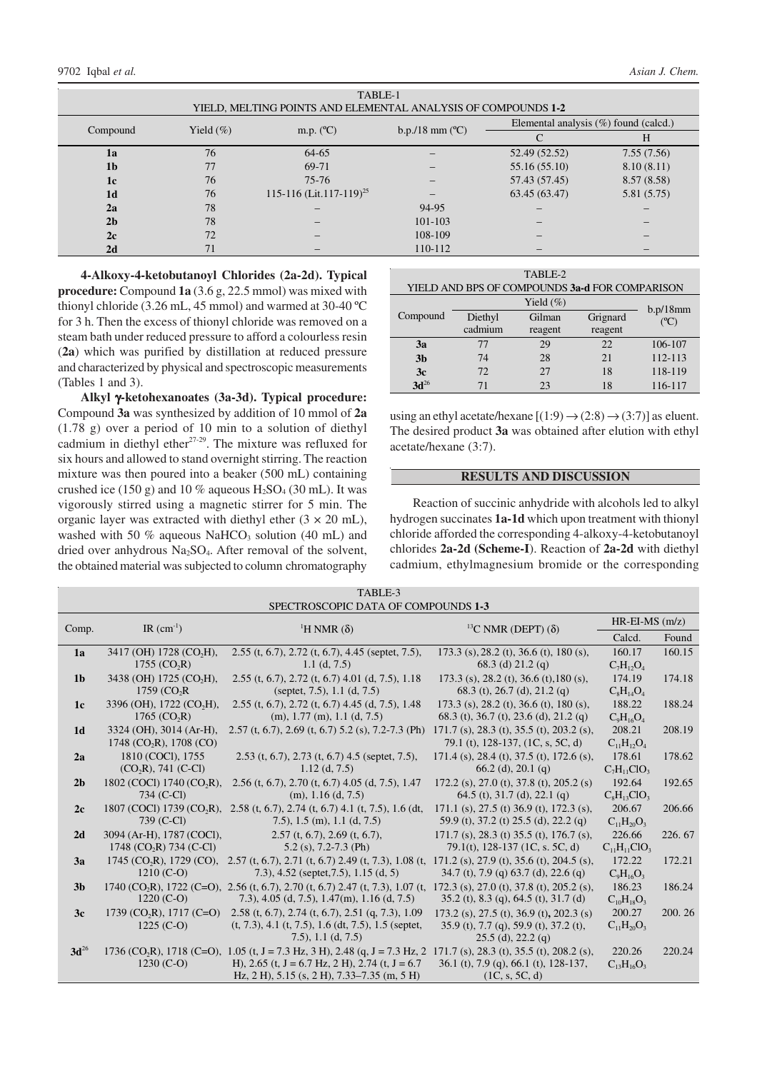TABLE-1
YIELD, MELTING POINTS AND ELEMENTAL ANALYSIS OF COMPOUNDS **1-2**

| Compound | Yield (%) | m.p. (ºC) | b.p./18 mm (ºC) | Elemental analysis (%) found (calcd.) | |
|---|---|---|---|---|---|
| | | | | C | H |
| **1a** | 76 | 64-65 | – | 52.49 (52.52) | 7.55 (7.56) |
| **1b** | 77 | 69-71 | – | 55.16 (55.10) | 8.10 (8.11) |
| **1c** | 76 | 75-76 | – | 57.43 (57.45) | 8.57 (8.58) |
| **1d** | 76 | 115-116 (Lit.117-119)[25] | – | 63.45 (63.47) | 5.81 (5.75) |
| **2a** | 78 | – | 94-95 | – | – |
| **2b** | 78 | – | 101-103 | – | – |
| **2c** | 72 | – | 108-109 | – | – |
| **2d** | 71 | – | 110-112 | – | – |

**4-Alkoxy-4-ketobutanoyl Chlorides (2a-2d). Typical procedure:** Compound **1a** (3.6 g, 22.5 mmol) was mixed with thionyl chloride (3.26 mL, 45 mmol) and warmed at 30-40 ºC for 3 h. Then the excess of thionyl chloride was removed on a steam bath under reduced pressure to afford a colourless resin (**2a**) which was purified by distillation at reduced pressure and characterized by physical and spectroscopic measurements (Tables 1 and 3).

**Alkyl γ-ketohexanoates (3a-3d). Typical procedure:** Compound **3a** was synthesized by addition of 10 mmol of **2a** (1.78 g) over a period of 10 min to a solution of diethyl cadmium in diethyl ether[27-29]. The mixture was refluxed for six hours and allowed to stand overnight stirring. The reaction mixture was then poured into a beaker (500 mL) containing crushed ice (150 g) and 10 % aqueous $H_2SO_4$ (30 mL). It was vigorously stirred using a magnetic stirrer for 5 min. The organic layer was extracted with diethyl ether (3 × 20 mL), washed with 50 % aqueous $NaHCO_3$ solution (40 mL) and dried over anhydrous $Na_2SO_4$. After removal of the solvent, the obtained material was subjected to column chromatography using an ethyl acetate/hexane [(1:9) → (2:8) → (3:7)] as eluent. The desired product **3a** was obtained after elution with ethyl acetate/hexane (3:7).

TABLE-2
YIELD AND BPS OF COMPOUNDS **3a-d** FOR COMPARISON

| Compound | Yield (%) | | | b.p/18mm (ºC) |
|---|---|---|---|---|
| | Diethyl cadmium | Gilman reagent | Grignard reagent | |
| **3a** | 77 | 29 | 22 | 106-107 |
| **3b** | 74 | 28 | 21 | 112-113 |
| **3c** | 72 | 27 | 18 | 118-119 |
| **3d**[26] | 71 | 23 | 18 | 116-117 |

## RESULTS AND DISCUSSION

Reaction of succinic anhydride with alcohols led to alkyl hydrogen succinates **1a-1d** which upon treatment with thionyl chloride afforded the corresponding 4-alkoxy-4-ketobutanoyl chlorides **2a-2d (Scheme-I)**. Reaction of **2a-2d** with diethyl cadmium, ethylmagnesium bromide or the corresponding

TABLE-3
SPECTROSCOPIC DATA OF COMPOUNDS **1-3**

| Comp. | IR (cm$^{-1}$) | $^1$H NMR (δ) | $^{13}$C NMR (DEPT) (δ) | HR-EI-MS (m/z) | |
|---|---|---|---|---|---|
| | | | | Calcd. | Found |
| **1a** | 3417 (OH) 1728 ($CO_2H$), 1755 ($CO_2R$) | 2.55 (t, 6.7), 2.72 (t, 6.7), 4.45 (septet, 7.5), 1.1 (d, 7.5) | 173.3 (s), 28.2 (t), 36.6 (t), 180 (s), 68.3 (d) 21.2 (q) | 160.17 $C_7H_{12}O_4$ | 160.15 |
| **1b** | 3438 (OH) 1725 ($CO_2H$), 1759 ($CO_2R$ | 2.55 (t, 6.7), 2.72 (t, 6.7) 4.01 (d, 7.5), 1.18 (septet, 7.5), 1.1 (d, 7.5) | 173.3 (s), 28.2 (t), 36.6 (t),180 (s), 68.3 (t), 26.7 (d), 21.2 (q) | 174.19 $C_8H_{14}O_4$ | 174.18 |
| **1c** | 3396 (OH), 1722 ($CO_2H$), 1765 ($CO_2R$) | 2.55 (t, 6.7), 2.72 (t, 6.7) 4.45 (d, 7.5), 1.48 (m), 1.77 (m), 1.1 (d, 7.5) | 173.3 (s), 28.2 (t), 36.6 (t), 180 (s), 68.3 (t), 36.7 (t), 23.6 (d), 21.2 (q) | 188.22 $C_9H_{16}O_4$ | 188.24 |
| **1d** | 3324 (OH), 3014 (Ar-H), 1748 ($CO_2R$), 1708 (CO) | 2.57 (t, 6.7), 2.69 (t, 6.7) 5.2 (s), 7.2-7.3 (Ph) | 171.7 (s), 28.3 (t), 35.5 (t), 203.2 (s), 79.1 (t), 128-137, (1C, s, 5C, d) | 208.21 $C_{11}H_{12}O_4$ | 208.19 |
| **2a** | 1810 (COCl), 1755 ($CO_2R$), 741 (C-Cl) | 2.53 (t, 6.7), 2.73 (t, 6.7) 4.5 (septet, 7.5), 1.12 (d, 7.5) | 171.4 (s), 28.4 (t), 37.5 (t), 172.6 (s), 66.2 (d), 20.1 (q) | 178.61 $C_7H_{11}ClO_3$ | 178.62 |
| **2b** | 1802 (COCl) 1740 ($CO_2R$), 734 (C-Cl) | 2.56 (t, 6.7), 2.70 (t, 6.7) 4.05 (d, 7.5), 1.47 (m), 1.16 (d, 7.5) | 172.2 (s), 27.0 (t), 37.8 (t), 205.2 (s), 64.5 (t), 31.7 (d), 22.1 (q) | 192.64 $C_8H_{13}ClO_3$ | 192.65 |
| **2c** | 1807 (COCl) 1739 ($CO_2R$), 739 (C-Cl) | 2.58 (t, 6.7), 2.74 (t, 6.7) 4.1 (t, 7.5), 1.6 (dt, 7.5), 1.5 (m), 1.1 (d, 7.5) | 171.1 (s), 27.5 (t) 36.9 (t), 172.3 (s), 59.9 (t), 37.2 (t) 25.5 (d), 22.2 (q) | 206.67 $C_{11}H_{20}O_3$ | 206.66 |
| **2d** | 3094 (Ar-H), 1787 (COCl), 1748 ($CO_2R$) 734 (C-Cl) | 2.57 (t, 6.7), 2.69 (t, 6.7), 5.2 (s), 7.2-7.3 (Ph) | 171.7 (s), 28.3 (t) 35.5 (t), 176.7 (s), 79.1(t), 128-137 (1C, s. 5C, d) | 226.66 $C_{11}H_{11}ClO_3$ | 226. 67 |
| **3a** | 1745 ($CO_2R$), 1729 (CO), 1210 (C-O) | 2.57 (t, 6.7), 2.71 (t, 6.7) 2.49 (t, 7.3), 1.08 (t, 7.3), 4.52 (septet,7.5), 1.15 (d, 5) | 171.2 (s), 27.9 (t), 35.6 (t), 204.5 (s), 34.7 (t), 7.9 (q) 63.7 (d), 22.6 (q) | 172.22 $C_9H_{16}O_3$ | 172.21 |
| **3b** | 1740 ($CO_2R$), 1722 (C=O), 1220 (C-O) | 2.56 (t, 6.7), 2.70 (t, 6.7) 2.47 (t, 7.3), 1.07 (t, 7.3), 4.05 (d, 7.5), 1.47(m), 1.16 (d, 7.5) | 172.3 (s), 28.2 (s), 27.0 (t), 37.8 (t), 205.2 (s), 35.2 (t), 8.3 (q), 64.5 (t), 31.7 (d) | 186.23 $C_{10}H_{18}O_3$ | 186.24 |
| **3c** | 1739 ($CO_2R$), 1717 (C=O) 1225 (C-O) | 2.58 (t, 6.7), 2.74 (t, 6.7), 2.51 (q, 7.3), 1.09 (t, 7.3), 4.1 (t, 7.5), 1.6 (dt, 7.5), 1.5 (septet, 7.5), 1.1 (d, 7.5) | 173.2 (s), 27.5 (t), 36.9 (t), 202.3 (s) 35.9 (t), 7.7 (q), 59.9 (t), 37.2 (t), 25.5 (d), 22.2 (q) | 200.27 $C_{11}H_{20}O_3$ | 200. 26 |
| **3d**[26] | 1736 ($CO_2R$), 1718 (C=O), 1230 (C-O) | 1.05 (t, J = 7.3 Hz, 3 H), 2.48 (q, J = 7.3 Hz, 2 H), 2.65 (t, J = 6.7 Hz, 2 H), 2.74 (t, J = 6.7 Hz, 2 H), 5.15 (s, 2 H), 7.33–7.35 (m, 5 H) | 171.7 (s), 28.3 (t), 35.5 (t), 208.2 (s), 36.1 (t), 7.9 (q), 66.1 (t), 128-137, (1C, s, 5C, d) | 220.26 $C_{13}H_{16}O_3$ | 220.24 |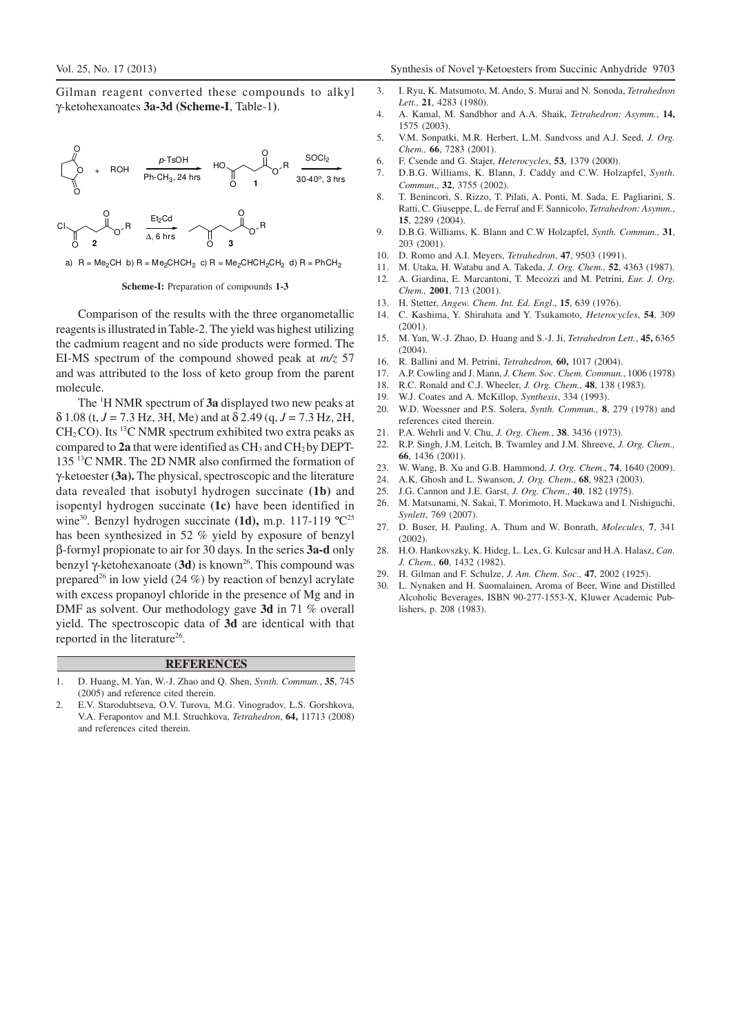Gilman reagent converted these compounds to alkyl γ-ketohexanoates **3a-3d (Scheme-I**, Table-1).

a) R = $Me_2CH$ b) R = $Me_2CHCH_2$ c) R = $Me_2CHCH_2CH_2$ d) R = $PhCH_2$

**Scheme-I:** Preparation of compounds **1-3**

Comparison of the results with the three organometallic reagents is illustrated in Table-2. The yield was highest utilizing the cadmium reagent and no side products were formed. The EI-MS spectrum of the compound showed peak at *m/z* 57 and was attributed to the loss of keto group from the parent molecule.

The $^1$H NMR spectrum of **3a** displayed two new peaks at δ 1.08 (t, *J* = 7.3 Hz, 3H, Me) and at δ 2.49 (q, *J* = 7.3 Hz, 2H, $CH_2CO$). Its $^{13}$C NMR spectrum exhibited two extra peaks as compared to **2a** that were identified as $CH_3$ and $CH_2$ by DEPT-135 $^{13}$C NMR. The 2D NMR also confirmed the formation of γ-ketoester **(3a).** The physical, spectroscopic and the literature data revealed that isobutyl hydrogen succinate **(1b)** and isopentyl hydrogen succinate **(1c)** have been identified in wine[30]. Benzyl hydrogen succinate **(1d),** m.p. 117-119 ºC[25] has been synthesized in 52 % yield by exposure of benzyl β-formyl propionate to air for 30 days. In the series **3a-d** only benzyl γ-ketohexanoate (**3d**) is known[26]. This compound was prepared[26] in low yield (24 %) by reaction of benzyl acrylate with excess propanoyl chloride in the presence of Mg and in DMF as solvent. Our methodology gave **3d** in 71 % overall yield. The spectroscopic data of **3d** are identical with that reported in the literature[26].

## REFERENCES

1. D. Huang, M. Yan, W.-J. Zhao and Q. Shen, *Synth. Commun.*, **35**, 745 (2005) and reference cited therein.
2. E.V. Starodubtseva, O.V. Turova, M.G. Vinogradov, L.S. Gorshkova, V.A. Ferapontov and M.I. Struchkova, *Tetrahedron*, **64,** 11713 (2008) and references cited therein.
3. I. Ryu, K. Matsumoto, M. Ando, S. Murai and N. Sonoda, *Tetrahedron Lett.,* **21**, 4283 (1980).
4. A. Kamal, M. Sandbhor and A.A. Shaik, *Tetrahedron: Asymm.*, **14,** 1575 (2003).
5. V.M. Sonpatki, M.R. Herbert, L.M. Sandvoss and A.J. Seed, *J. Org. Chem.,* **66**, 7283 (2001).
6. F. Csende and G. Stajer, *Heterocycles*, **53**, 1379 (2000).
7. D.B.G. Williams, K. Blann, J. Caddy and C.W. Holzapfel, *Synth. Commun*., **32**, 3755 (2002).
8. T. Benincori, S. Rizzo, T. Pilati, A. Ponti, M. Sada, E. Pagliarini, S. Ratti, C. Giuseppe, L. de Ferraf and F. Sannicolo, *Tetrahedron: Asymm.*, **15**, 2289 (2004).
9. D.B.G. Williams, K. Blann and C.W Holzapfel, *Synth. Commun.,* **31**, 203 (2001).
10. D. Romo and A.I. Meyers, *Tetrahedron*, **47**, 9503 (1991).
11. M. Utaka, H. Watabu and A. Takeda, *J. Org. Chem.,* **52**, 4363 (1987).
12. A. Giardina, E. Marcantoni, T. Mecozzi and M. Petrini, *Eur. J. Org. Chem.,* **2001**, 713 (2001).
13. H. Stetter, *Angew. Chem. Int. Ed. Engl*., **15**, 639 (1976).
14. C. Kashima, Y. Shirahata and Y. Tsukamoto, *Heterocycles*, **54**, 309 (2001).
15. M. Yan, W.-J. Zhao, D. Huang and S.-J. Ji, *Tetrahedron Lett.*, **45,** 6365 (2004).
16. R. Ballini and M. Petrini, *Tetrahedron,* **60,** 1017 (2004).
17. A.P. Cowling and J. Mann, *J. Chem. Soc. Chem. Commun.*, 1006 (1978)
18. R.C. Ronald and C.J. Wheeler, *J. Org. Chem.*, **48**, 138 (1983).
19. W.J. Coates and A. McKillop, *Synthesis*, 334 (1993).
20. W.D. Woessner and P.S. Solera, *Synth. Commun.,* **8**, 279 (1978) and references cited therein.
21. P.A. Wehrli and V. Chu, *J. Org. Chem.*, **38**, 3436 (1973).
22. R.P. Singh, J.M. Leitch, B. Twamley and J.M. Shreeve, *J. Org. Chem.,* **66**, 1436 (2001).
23. W. Wang, B. Xu and G.B. Hammond, *J. Org. Chem*., **74**, 1640 (2009).
24. A.K. Ghosh and L. Swanson, *J. Org. Chem*., **68**, 9823 (2003).
25. J.G. Cannon and J.E. Garst, *J. Org. Chem*., **40**, 182 (1975).
26. M. Matsunami, N. Sakai, T. Morimoto, H. Maekawa and I. Nishiguchi, *Synlett*, 769 (2007).
27. D. Buser, H. Pauling, A. Thum and W. Bonrath, *Molecules,* **7**, 341 (2002).
28. H.O. Hankovszky, K. Hideg, L. Lex, G. Kulcsar and H.A. Halasz, *Can. J. Chem.,* **60**, 1432 (1982).
29. H. Gilman and F. Schulze, *J. Am. Chem. Soc*., **47**, 2002 (1925).
30. L. Nynaken and H. Suomalainen, Aroma of Beer, Wine and Distilled Alcoholic Beverages, ISBN 90-277-1553-X, Kluwer Academic Publishers, p. 208 (1983).